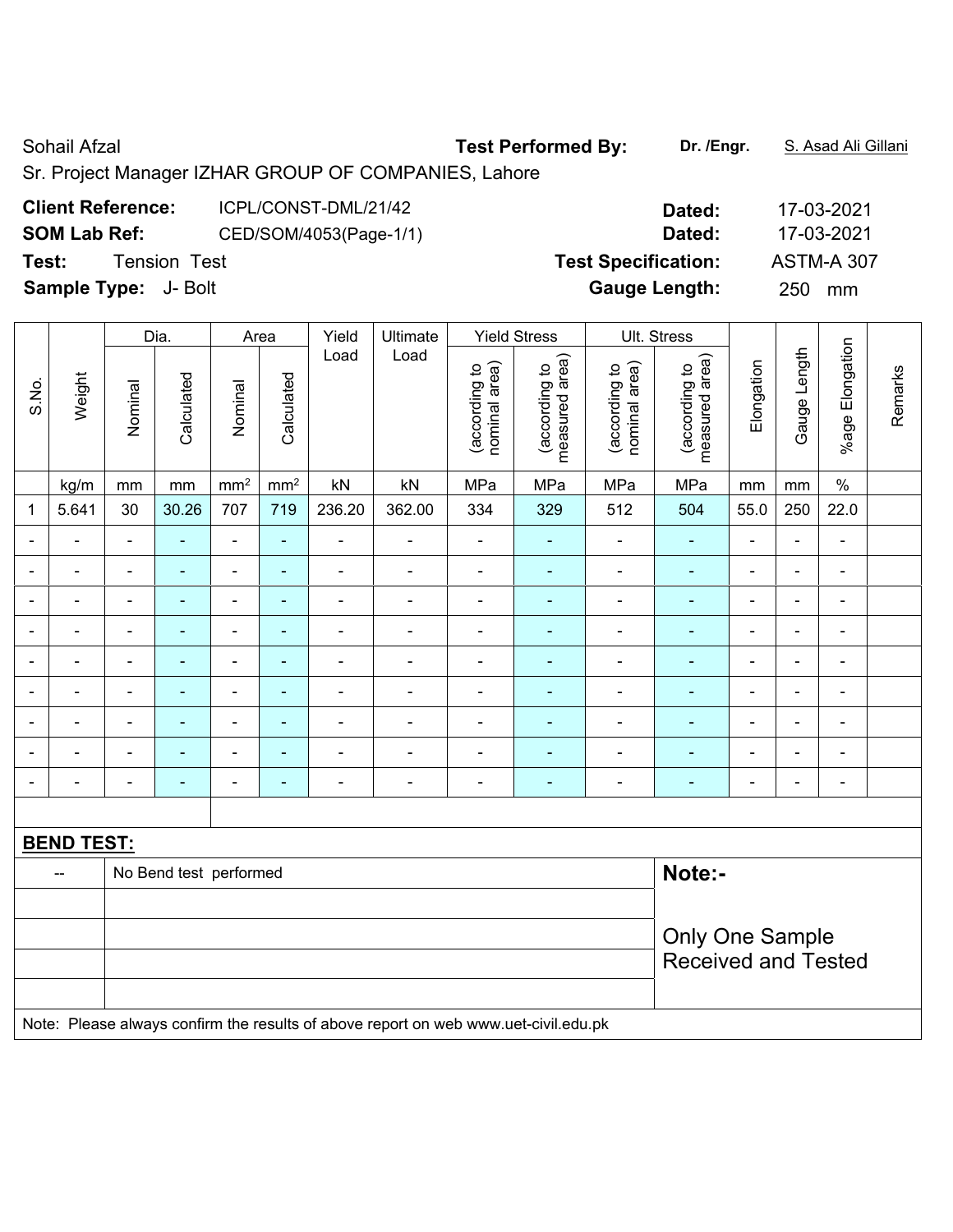Sohail Afzal **Test Performed By:** **Dr. /Engr.** S. Asad Ali Gillani

Sr. Project Manager IZHAR GROUP OF COMPANIES, Lahore

**Client Reference:** ICPL/CONST-DML/21/42 **Dated:** 17-03-2021

**SOM Lab Ref:** CED/SOM/4053(Page-1/1) **Dated:** 17-03-2021

**Test:** Tension Test **Test Specification:** ASTM-A 307

**Sample Type:** J- Bolt **Gauge Length:** 250 mm

| S.No. | Weight | Dia. | | Area | | Yield Load | Ultimate Load | Yield Stress | | Ult. Stress | | Elongation | Gauge Length | %age Elongation | Remarks |
|---|---|---|---|---|---|---|---|---|---|---|---|---|---|---|---|
| | | Nominal | Calculated | Nominal | Calculated | | | (according to nominal area) | (according to measured area) | (according to nominal area) | (according to measured area) | | | | |
| | kg/m | mm | mm | mm² | mm² | kN | kN | MPa | MPa | MPa | MPa | mm | mm | % | |
| 1 | 5.641 | 30 | 30.26 | 707 | 719 | 236.20 | 362.00 | 334 | 329 | 512 | 504 | 55.0 | 250 | 22.0 | |
| - | - | - | - | - | - | - | - | - | - | - | - | - | - | - | |
| - | - | - | - | - | - | - | - | - | - | - | - | - | - | - | |
| - | - | - | - | - | - | - | - | - | - | - | - | - | - | - | |
| - | - | - | - | - | - | - | - | - | - | - | - | - | - | - | |
| - | - | - | - | - | - | - | - | - | - | - | - | - | - | - | |
| - | - | - | - | - | - | - | - | - | - | - | - | - | - | - | |
| - | - | - | - | - | - | - | - | - | - | - | - | - | - | - | |
| - | - | - | - | - | - | - | - | - | - | - | - | - | - | - | |
| - | - | - | - | - | - | - | - | - | - | - | - | - | - | - | |

**BEND TEST:**

| | | |
|---|---|---|
| -- | No Bend test performed | **Note:-** |
| | | Only One Sample Received and Tested |

Note: Please always confirm the results of above report on web www.uet-civil.edu.pk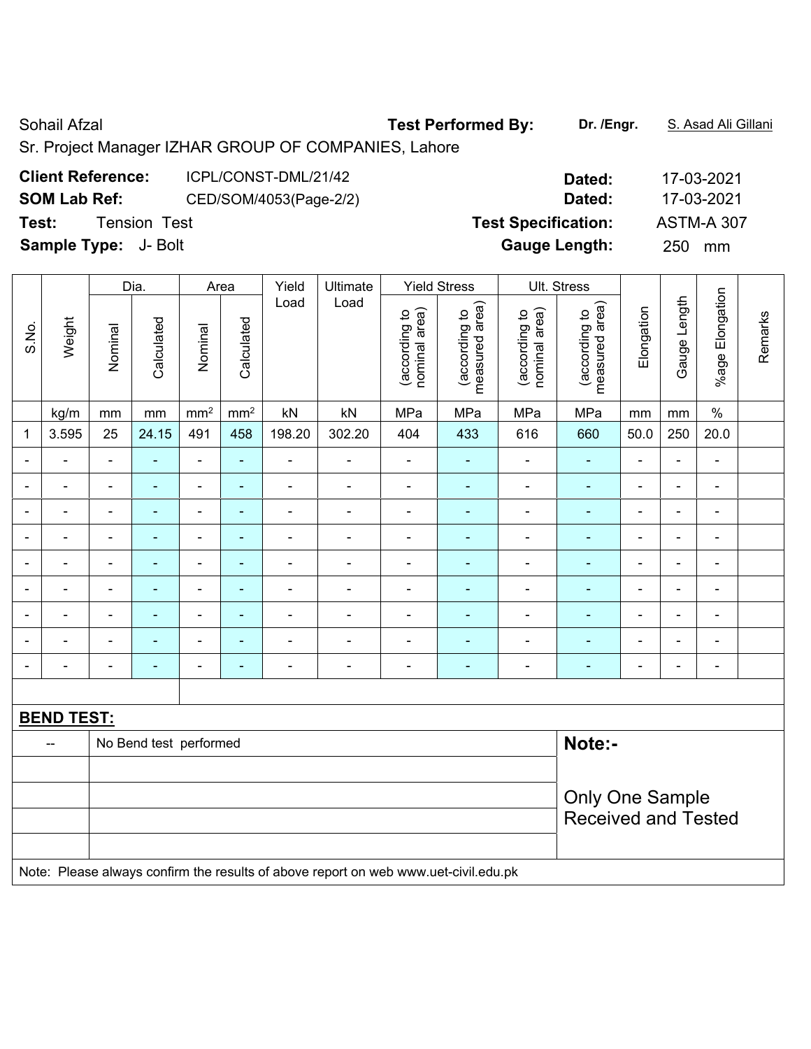Sohail Afzal

Sr. Project Manager IZHAR GROUP OF COMPANIES, Lahore

**Test Performed By:** **Dr. /Engr.** S. Asad Ali Gillani

**Client Reference:** ICPL/CONST-DML/21/42 **Dated:** 17-03-2021

**SOM Lab Ref:** CED/SOM/4053(Page-2/2) **Dated:** 17-03-2021

**Test:** Tension Test **Test Specification:** ASTM-A 307

**Sample Type:** J- Bolt **Gauge Length:** 250 mm

| S.No. | Weight | Dia. | | Area | | Yield Load | Ultimate Load | Yield Stress | | Ult. Stress | | Elongation | Gauge Length | %age Elongation | Remarks |
|---|---|---|---|---|---|---|---|---|---|---|---|---|---|---|---|
| | | Nominal | Calculated | Nominal | Calculated | | | (according to nominal area) | (according to measured area) | (according to nominal area) | (according to measured area) | | | | |
| | kg/m | mm | mm | mm² | mm² | kN | kN | MPa | MPa | MPa | MPa | mm | mm | % | |
| 1 | 3.595 | 25 | 24.15 | 491 | 458 | 198.20 | 302.20 | 404 | 433 | 616 | 660 | 50.0 | 250 | 20.0 | |
| - | - | - | - | - | - | - | - | - | - | - | - | - | - | - | |
| - | - | - | - | - | - | - | - | - | - | - | - | - | - | - | |
| - | - | - | - | - | - | - | - | - | - | - | - | - | - | - | |
| - | - | - | - | - | - | - | - | - | - | - | - | - | - | - | |
| - | - | - | - | - | - | - | - | - | - | - | - | - | - | - | |
| - | - | - | - | - | - | - | - | - | - | - | - | - | - | - | |
| - | - | - | - | - | - | - | - | - | - | - | - | - | - | - | |
| - | - | - | - | - | - | - | - | - | - | - | - | - | - | - | |
| - | - | - | - | - | - | - | - | - | - | - | - | - | - | - | |

**BEND TEST:**

| -- | No Bend test performed | **Note:-** |
|---|---|---|
| | | Only One Sample Received and Tested |

Note: Please always confirm the results of above report on web www.uet-civil.edu.pk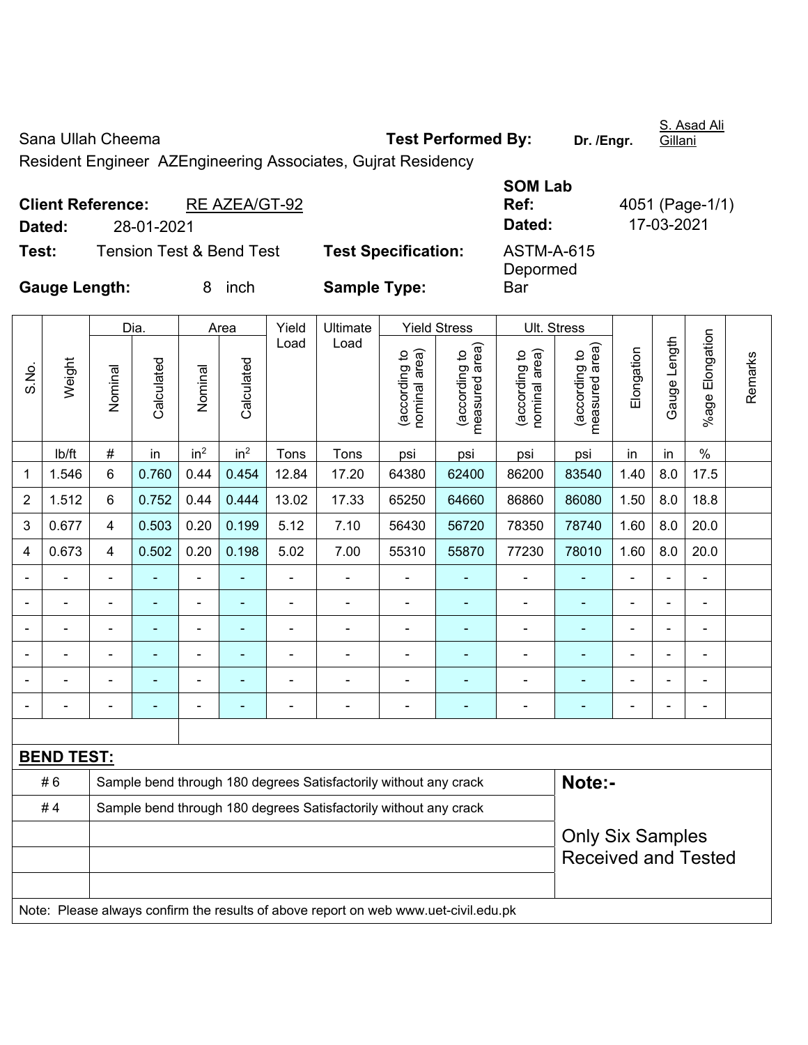Sana Ullah Cheema **Test Performed By:** **Dr. /Engr.** S. Asad Ali Gillani

Resident Engineer AZEngineering Associates, Gujrat Residency

**Client Reference:** RE AZEA/GT-92 **SOM Lab Ref:** 4051 (Page-1/1)

**Dated:** 28-01-2021 **Dated:** 17-03-2021

**Test:** Tension Test & Bend Test **Test Specification:** ASTM-A-615 Deformed

**Gauge Length:** 8 inch **Sample Type:** Bar

| S.No. | Weight | Dia. | | Area | | Yield Load | Ultimate Load | Yield Stress | | Ult. Stress | | Elongation | Gauge Length | %age Elongation | Remarks |
|---|---|---|---|---|---|---|---|---|---|---|---|---|---|---|---|
| | | Nominal | Calculated | Nominal | Calculated | | | (according to nominal area) | (according to measured area) | (according to nominal area) | (according to measured area) | | | | |
| | lb/ft | # | in | $in^2$ | $in^2$ | Tons | Tons | psi | psi | psi | psi | in | in | % | |
| 1 | 1.546 | 6 | 0.760 | 0.44 | 0.454 | 12.84 | 17.20 | 64380 | 62400 | 86200 | 83540 | 1.40 | 8.0 | 17.5 | |
| 2 | 1.512 | 6 | 0.752 | 0.44 | 0.444 | 13.02 | 17.33 | 65250 | 64660 | 86860 | 86080 | 1.50 | 8.0 | 18.8 | |
| 3 | 0.677 | 4 | 0.503 | 0.20 | 0.199 | 5.12 | 7.10 | 56430 | 56720 | 78350 | 78740 | 1.60 | 8.0 | 20.0 | |
| 4 | 0.673 | 4 | 0.502 | 0.20 | 0.198 | 5.02 | 7.00 | 55310 | 55870 | 77230 | 78010 | 1.60 | 8.0 | 20.0 | |
| - | - | - | - | - | - | - | - | - | - | - | - | - | - | - | |
| - | - | - | - | - | - | - | - | - | - | - | - | - | - | - | |
| - | - | - | - | - | - | - | - | - | - | - | - | - | - | - | |
| - | - | - | - | - | - | - | - | - | - | - | - | - | - | - | |
| - | - | - | - | - | - | - | - | - | - | - | - | - | - | - | |
| - | - | - | - | - | - | - | - | - | - | - | - | - | - | - | |

**BEND TEST:**

| | | |
|---|---|---|
| # 6 | Sample bend through 180 degrees Satisfactorily without any crack | **Note:-** |
| # 4 | Sample bend through 180 degrees Satisfactorily without any crack | Only Six Samples Received and Tested |

Note: Please always confirm the results of above report on web www.uet-civil.edu.pk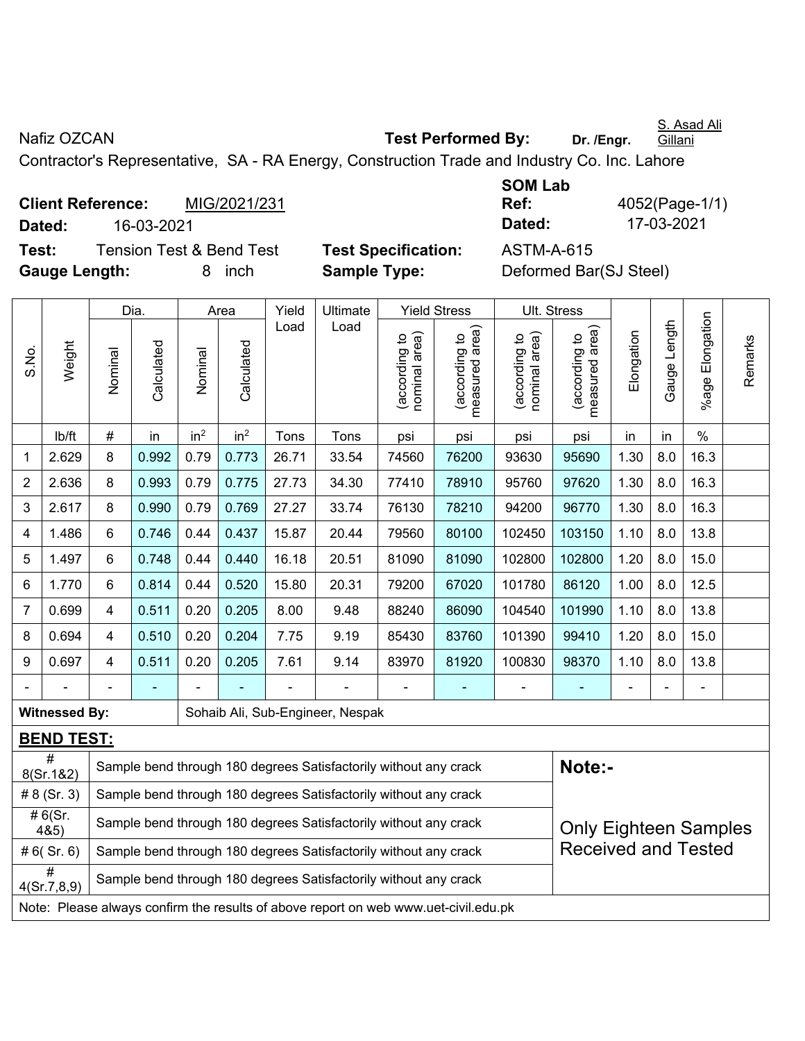Nafiz OZCAN **Test Performed By:** **Dr. /Engr.** S. Asad Ali Gillani

Contractor's Representative, SA - RA Energy, Construction Trade and Industry Co. Inc. Lahore

**Client Reference:** MIG/2021/231 **SOM Lab Ref:** 4052(Page-1/1)

**Dated:** 16-03-2021 **Dated:** 17-03-2021

**Test:** Tension Test & Bend Test **Test Specification:** ASTM-A-615

**Gauge Length:** 8 inch **Sample Type:** Deformed Bar(SJ Steel)

| S.No. | Weight | Dia. | | Area | | Yield Load | Ultimate Load | Yield Stress | | Ult. Stress | | Elongation | Gauge Length | %age Elongation | Remarks |
|---|---|---|---|---|---|---|---|---|---|---|---|---|---|---|---|
| | | Nominal | Calculated | Nominal | Calculated | | | (according to nominal area) | (according to measured area) | (according to nominal area) | (according to measured area) | | | | |
| | lb/ft | # | in | in$^2$ | in$^2$ | Tons | Tons | psi | psi | psi | psi | in | in | % | |
| 1 | 2.629 | 8 | 0.992 | 0.79 | 0.773 | 26.71 | 33.54 | 74560 | 76200 | 93630 | 95690 | 1.30 | 8.0 | 16.3 | |
| 2 | 2.636 | 8 | 0.993 | 0.79 | 0.775 | 27.73 | 34.30 | 77410 | 78910 | 95760 | 97620 | 1.30 | 8.0 | 16.3 | |
| 3 | 2.617 | 8 | 0.990 | 0.79 | 0.769 | 27.27 | 33.74 | 76130 | 78210 | 94200 | 96770 | 1.30 | 8.0 | 16.3 | |
| 4 | 1.486 | 6 | 0.746 | 0.44 | 0.437 | 15.87 | 20.44 | 79560 | 80100 | 102450 | 103150 | 1.10 | 8.0 | 13.8 | |
| 5 | 1.497 | 6 | 0.748 | 0.44 | 0.440 | 16.18 | 20.51 | 81090 | 81090 | 102800 | 102800 | 1.20 | 8.0 | 15.0 | |
| 6 | 1.770 | 6 | 0.814 | 0.44 | 0.520 | 15.80 | 20.31 | 79200 | 67020 | 101780 | 86120 | 1.00 | 8.0 | 12.5 | |
| 7 | 0.699 | 4 | 0.511 | 0.20 | 0.205 | 8.00 | 9.48 | 88240 | 86090 | 104540 | 101990 | 1.10 | 8.0 | 13.8 | |
| 8 | 0.694 | 4 | 0.510 | 0.20 | 0.204 | 7.75 | 9.19 | 85430 | 83760 | 101390 | 99410 | 1.20 | 8.0 | 15.0 | |
| 9 | 0.697 | 4 | 0.511 | 0.20 | 0.205 | 7.61 | 9.14 | 83970 | 81920 | 100830 | 98370 | 1.10 | 8.0 | 13.8 | |
| - | - | - | - | - | - | - | - | - | - | - | - | - | - | - | |

**Witnessed By:** Sohaib Ali, Sub-Engineer, Nespak

**BEND TEST:**

| | | |
|---|---|---|
| # 8(Sr.1&2) | Sample bend through 180 degrees Satisfactorily without any crack | **Note:-** |
| # 8 (Sr. 3) | Sample bend through 180 degrees Satisfactorily without any crack | |
| # 6(Sr. 4&5) | Sample bend through 180 degrees Satisfactorily without any crack | Only Eighteen Samples Received and Tested |
| # 6( Sr. 6) | Sample bend through 180 degrees Satisfactorily without any crack | |
| # 4(Sr.7,8,9) | Sample bend through 180 degrees Satisfactorily without any crack | |

Note: Please always confirm the results of above report on web www.uet-civil.edu.pk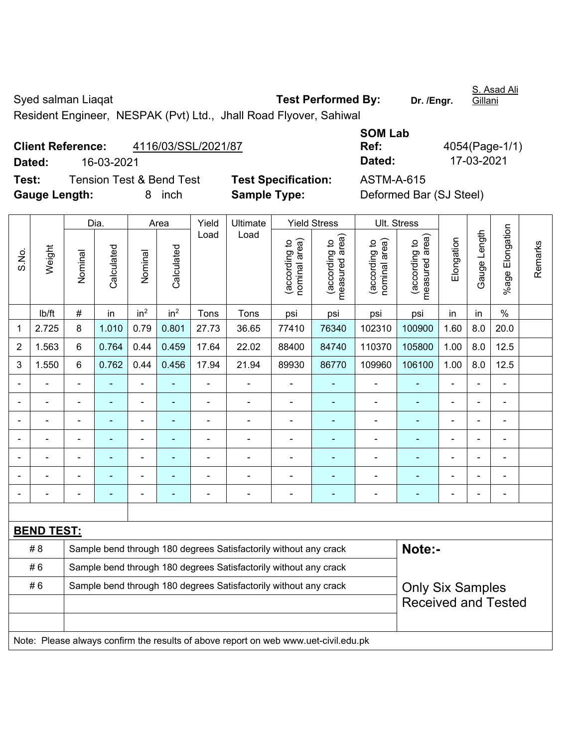Syed salman Liaqat **Test Performed By:** **Dr. /Engr.** S. Asad Ali Gillani

Resident Engineer, NESPAK (Pvt) Ltd., Jhall Road Flyover, Sahiwal

**Client Reference:** 4116/03/SSL/2021/87 **SOM Lab Ref:** 4054(Page-1/1)

**Dated:** 16-03-2021 **Dated:** 17-03-2021

**Test:** Tension Test & Bend Test **Test Specification:** ASTM-A-615

**Gauge Length:** 8 inch **Sample Type:** Deformed Bar (SJ Steel)

| S.No. | Weight | Dia. | | Area | | Yield Load | Ultimate Load | Yield Stress | | Ult. Stress | | Elongation | Gauge Length | %age Elongation | Remarks |
|---|---|---|---|---|---|---|---|---|---|---|---|---|---|---|---|
| | | Nominal | Calculated | Nominal | Calculated | | | (according to nominal area) | (according to measured area) | (according to nominal area) | (according to measured area) | | | | |
| | lb/ft | # | in | $in^2$ | $in^2$ | Tons | Tons | psi | psi | psi | psi | in | in | % | |
| 1 | 2.725 | 8 | 1.010 | 0.79 | 0.801 | 27.73 | 36.65 | 77410 | 76340 | 102310 | 100900 | 1.60 | 8.0 | 20.0 | |
| 2 | 1.563 | 6 | 0.764 | 0.44 | 0.459 | 17.64 | 22.02 | 88400 | 84740 | 110370 | 105800 | 1.00 | 8.0 | 12.5 | |
| 3 | 1.550 | 6 | 0.762 | 0.44 | 0.456 | 17.94 | 21.94 | 89930 | 86770 | 109960 | 106100 | 1.00 | 8.0 | 12.5 | |
| - | - | - | - | - | - | - | - | - | - | - | - | - | - | - | |
| - | - | - | - | - | - | - | - | - | - | - | - | - | - | - | |
| - | - | - | - | - | - | - | - | - | - | - | - | - | - | - | |
| - | - | - | - | - | - | - | - | - | - | - | - | - | - | - | |
| - | - | - | - | - | - | - | - | - | - | - | - | - | - | - | |
| - | - | - | - | - | - | - | - | - | - | - | - | - | - | - | |
| - | - | - | - | - | - | - | - | - | - | - | - | - | - | - | |

**BEND TEST:**

| | | |
|---|---|---|
| # 8 | Sample bend through 180 degrees Satisfactorily without any crack | **Note:-** |
| # 6 | Sample bend through 180 degrees Satisfactorily without any crack | |
| # 6 | Sample bend through 180 degrees Satisfactorily without any crack | Only Six Samples Received and Tested |

Note: Please always confirm the results of above report on web www.uet-civil.edu.pk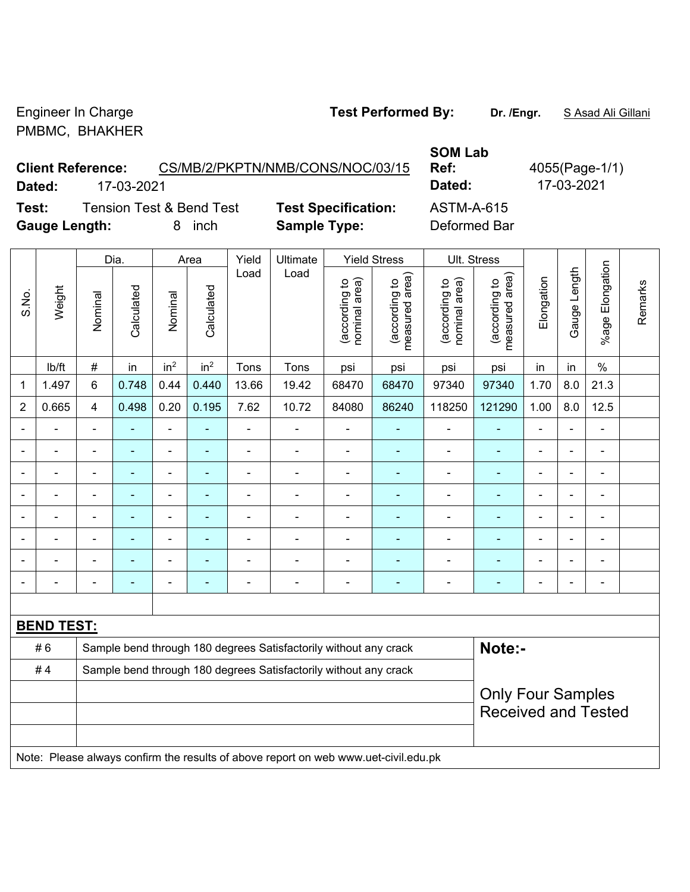Engineer In Charge
PMBMC, BHAKHER

**Test Performed By:** **Dr. /Engr.** S Asad Ali Gillani

**Client Reference:** CS/MB/2/PKPTN/NMB/CONS/NOC/03/15
**Dated:** 17-03-2021

**SOM Lab Ref:** 4055(Page-1/1)
**Dated:** 17-03-2021

**Test:** Tension Test & Bend Test
**Test Specification:** ASTM-A-615
**Gauge Length:** 8 inch
**Sample Type:** Deformed Bar

| S.No. | Weight | Dia. | | Area | | Yield Load | Ultimate Load | Yield Stress | | Ult. Stress | | Elongation | Gauge Length | %age Elongation | Remarks |
|---|---|---|---|---|---|---|---|---|---|---|---|---|---|---|---|
| | | Nominal | Calculated | Nominal | Calculated | | | (according to nominal area) | (according to measured area) | (according to nominal area) | (according to measured area) | | | | |
| | lb/ft | # | in | $in^2$ | $in^2$ | Tons | Tons | psi | psi | psi | psi | in | in | % | |
| 1 | 1.497 | 6 | 0.748 | 0.44 | 0.440 | 13.66 | 19.42 | 68470 | 68470 | 97340 | 97340 | 1.70 | 8.0 | 21.3 | |
| 2 | 0.665 | 4 | 0.498 | 0.20 | 0.195 | 7.62 | 10.72 | 84080 | 86240 | 118250 | 121290 | 1.00 | 8.0 | 12.5 | |
| - | - | - | - | - | - | - | - | - | - | - | - | - | - | - | |
| - | - | - | - | - | - | - | - | - | - | - | - | - | - | - | |
| - | - | - | - | - | - | - | - | - | - | - | - | - | - | - | |
| - | - | - | - | - | - | - | - | - | - | - | - | - | - | - | |
| - | - | - | - | - | - | - | - | - | - | - | - | - | - | - | |
| - | - | - | - | - | - | - | - | - | - | - | - | - | - | - | |
| - | - | - | - | - | - | - | - | - | - | - | - | - | - | - | |
| - | - | - | - | - | - | - | - | - | - | - | - | - | - | - | |

**BEND TEST:**

| | |
|---|---|
| # 6 | Sample bend through 180 degrees Satisfactorily without any crack |
| # 4 | Sample bend through 180 degrees Satisfactorily without any crack |

**Note:-**

Only Four Samples Received and Tested

Note: Please always confirm the results of above report on web www.uet-civil.edu.pk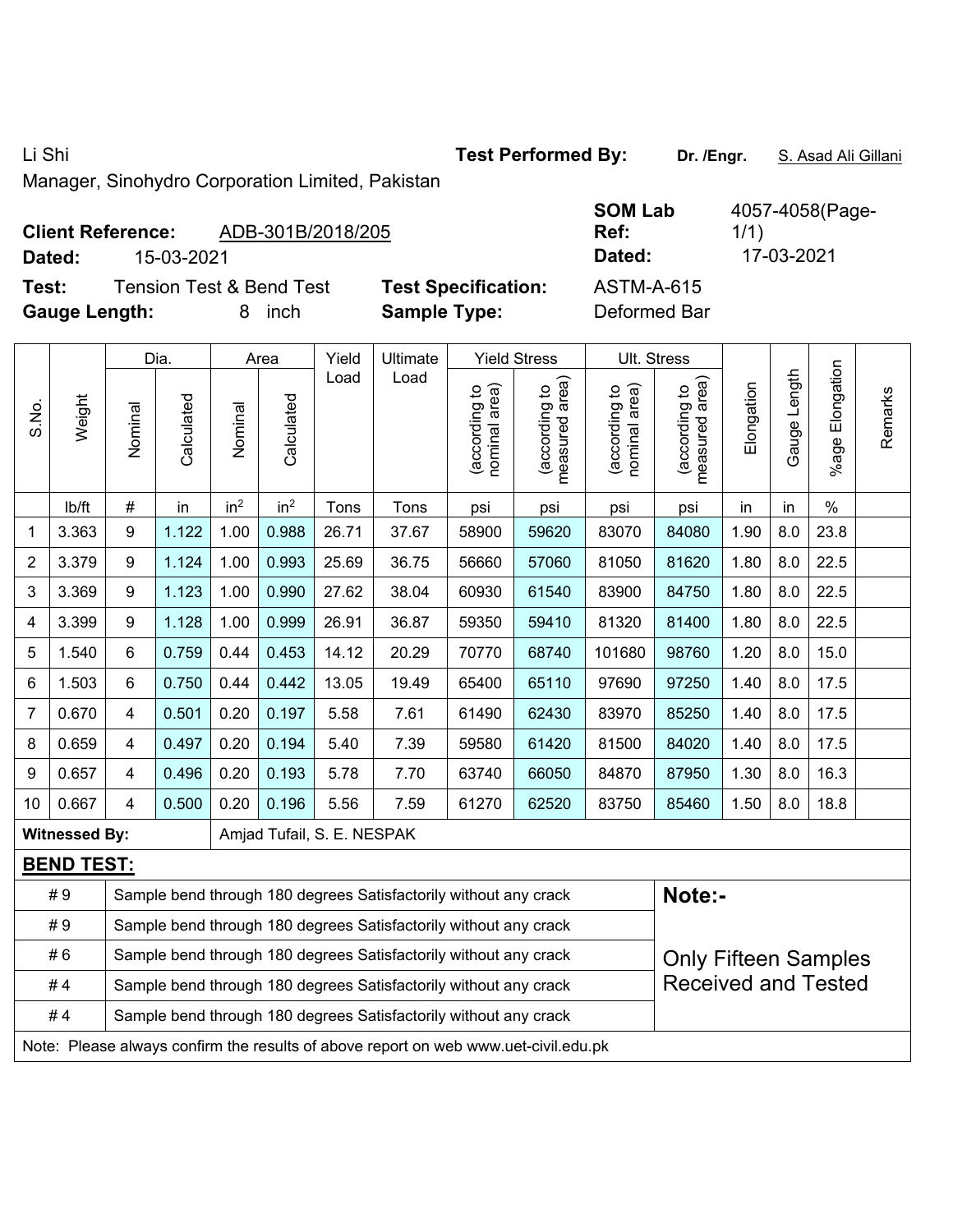Li Shi

Manager, Sinohydro Corporation Limited, Pakistan

**Test Performed By:** **Dr. /Engr.** S. Asad Ali Gillani

**Client Reference:** ADB-301B/2018/205

**Dated:** 15-03-2021

**SOM Lab Ref:** 4057-4058(Page-1/1)

**Dated:** 17-03-2021

**Test:** Tension Test & Bend Test

**Test Specification:** ASTM-A-615

**Gauge Length:** 8 inch

**Sample Type:** Deformed Bar

| S.No. | Weight | Dia. | | Area | | Yield Load | Ultimate Load | Yield Stress | | Ult. Stress | | Elongation | Gauge Length | %age Elongation | Remarks |
|---|---|---|---|---|---|---|---|---|---|---|---|---|---|---|---|
| | | Nominal | Calculated | Nominal | Calculated | | | (according to nominal area) | (according to measured area) | (according to nominal area) | (according to measured area) | | | | |
| | lb/ft | # | in | $in^2$ | $in^2$ | Tons | Tons | psi | psi | psi | psi | in | in | % | |
| 1 | 3.363 | 9 | 1.122 | 1.00 | 0.988 | 26.71 | 37.67 | 58900 | 59620 | 83070 | 84080 | 1.90 | 8.0 | 23.8 | |
| 2 | 3.379 | 9 | 1.124 | 1.00 | 0.993 | 25.69 | 36.75 | 56660 | 57060 | 81050 | 81620 | 1.80 | 8.0 | 22.5 | |
| 3 | 3.369 | 9 | 1.123 | 1.00 | 0.990 | 27.62 | 38.04 | 60930 | 61540 | 83900 | 84750 | 1.80 | 8.0 | 22.5 | |
| 4 | 3.399 | 9 | 1.128 | 1.00 | 0.999 | 26.91 | 36.87 | 59350 | 59410 | 81320 | 81400 | 1.80 | 8.0 | 22.5 | |
| 5 | 1.540 | 6 | 0.759 | 0.44 | 0.453 | 14.12 | 20.29 | 70770 | 68740 | 101680 | 98760 | 1.20 | 8.0 | 15.0 | |
| 6 | 1.503 | 6 | 0.750 | 0.44 | 0.442 | 13.05 | 19.49 | 65400 | 65110 | 97690 | 97250 | 1.40 | 8.0 | 17.5 | |
| 7 | 0.670 | 4 | 0.501 | 0.20 | 0.197 | 5.58 | 7.61 | 61490 | 62430 | 83970 | 85250 | 1.40 | 8.0 | 17.5 | |
| 8 | 0.659 | 4 | 0.497 | 0.20 | 0.194 | 5.40 | 7.39 | 59580 | 61420 | 81500 | 84020 | 1.40 | 8.0 | 17.5 | |
| 9 | 0.657 | 4 | 0.496 | 0.20 | 0.193 | 5.78 | 7.70 | 63740 | 66050 | 84870 | 87950 | 1.30 | 8.0 | 16.3 | |
| 10 | 0.667 | 4 | 0.500 | 0.20 | 0.196 | 5.56 | 7.59 | 61270 | 62520 | 83750 | 85460 | 1.50 | 8.0 | 18.8 | |

**Witnessed By:** Amjad Tufail, S. E. NESPAK

**BEND TEST:**

| | | |
|---|---|---|
| # 9 | Sample bend through 180 degrees Satisfactorily without any crack | **Note:-** |
| # 9 | Sample bend through 180 degrees Satisfactorily without any crack | |
| # 6 | Sample bend through 180 degrees Satisfactorily without any crack | Only Fifteen Samples Received and Tested |
| # 4 | Sample bend through 180 degrees Satisfactorily without any crack | |
| # 4 | Sample bend through 180 degrees Satisfactorily without any crack | |

Note: Please always confirm the results of above report on web www.uet-civil.edu.pk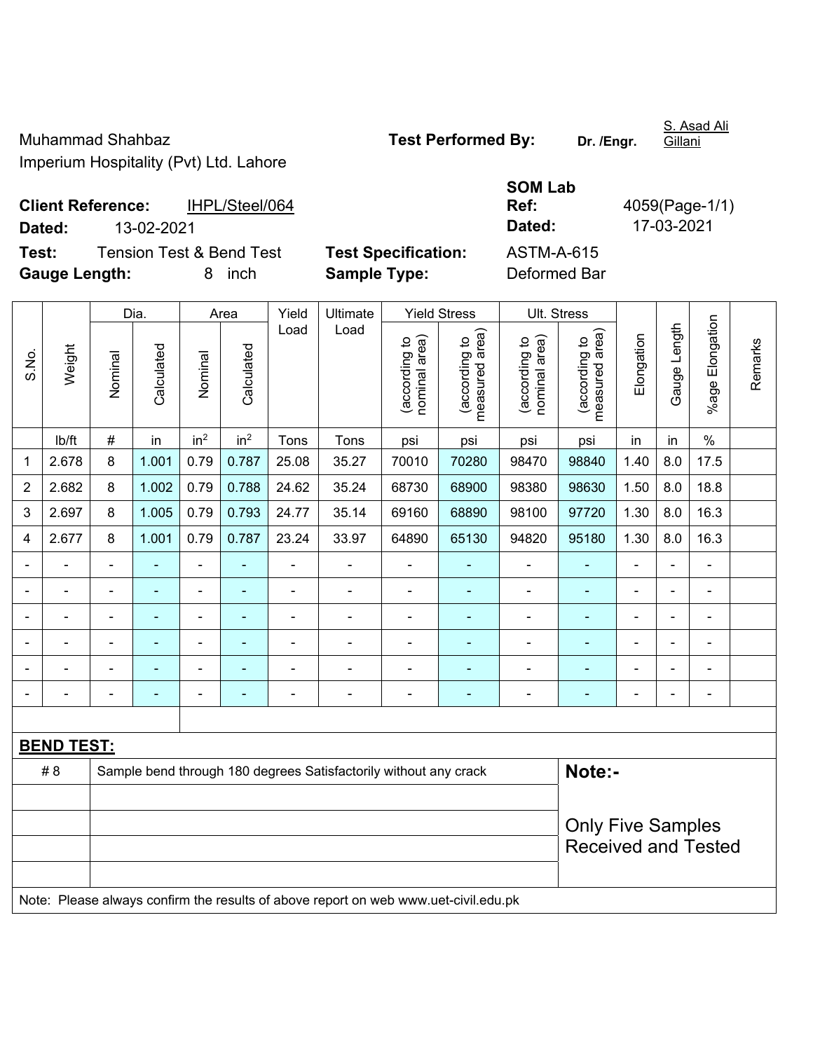Muhammad Shahbaz
Imperium Hospitality (Pvt) Ltd. Lahore

**Test Performed By:** **Dr. /Engr.** S. Asad Ali Gillani

**Client Reference:** IHPL/Steel/064
**Dated:** 13-02-2021

**SOM Lab Ref:** 4059(Page-1/1)
**Dated:** 17-03-2021

**Test:** Tension Test & Bend Test
**Gauge Length:** 8 inch

**Test Specification:** ASTM-A-615
**Sample Type:** Deformed Bar

| S.No. | Weight | Dia. | | Area | | Yield Load | Ultimate Load | Yield Stress | | Ult. Stress | | Elongation | Gauge Length | %age Elongation | Remarks |
|---|---|---|---|---|---|---|---|---|---|---|---|---|---|---|---|
| | | Nominal | Calculated | Nominal | Calculated | | | (according to nominal area) | (according to measured area) | (according to nominal area) | (according to measured area) | | | | |
| | lb/ft | # | in | $in^2$ | $in^2$ | Tons | Tons | psi | psi | psi | psi | in | in | % | |
| 1 | 2.678 | 8 | 1.001 | 0.79 | 0.787 | 25.08 | 35.27 | 70010 | 70280 | 98470 | 98840 | 1.40 | 8.0 | 17.5 | |
| 2 | 2.682 | 8 | 1.002 | 0.79 | 0.788 | 24.62 | 35.24 | 68730 | 68900 | 98380 | 98630 | 1.50 | 8.0 | 18.8 | |
| 3 | 2.697 | 8 | 1.005 | 0.79 | 0.793 | 24.77 | 35.14 | 69160 | 68890 | 98100 | 97720 | 1.30 | 8.0 | 16.3 | |
| 4 | 2.677 | 8 | 1.001 | 0.79 | 0.787 | 23.24 | 33.97 | 64890 | 65130 | 94820 | 95180 | 1.30 | 8.0 | 16.3 | |
| - | - | - | - | - | - | - | - | - | - | - | - | - | - | - | |
| - | - | - | - | - | - | - | - | - | - | - | - | - | - | - | |
| - | - | - | - | - | - | - | - | - | - | - | - | - | - | - | |
| - | - | - | - | - | - | - | - | - | - | - | - | - | - | - | |
| - | - | - | - | - | - | - | - | - | - | - | - | - | - | - | |
| - | - | - | - | - | - | - | - | - | - | - | - | - | - | - | |

**BEND TEST:**

| | | |
|---|---|---|
| # 8 | Sample bend through 180 degrees Satisfactorily without any crack | **Note:-** |
| | | Only Five Samples Received and Tested |

Note: Please always confirm the results of above report on web www.uet-civil.edu.pk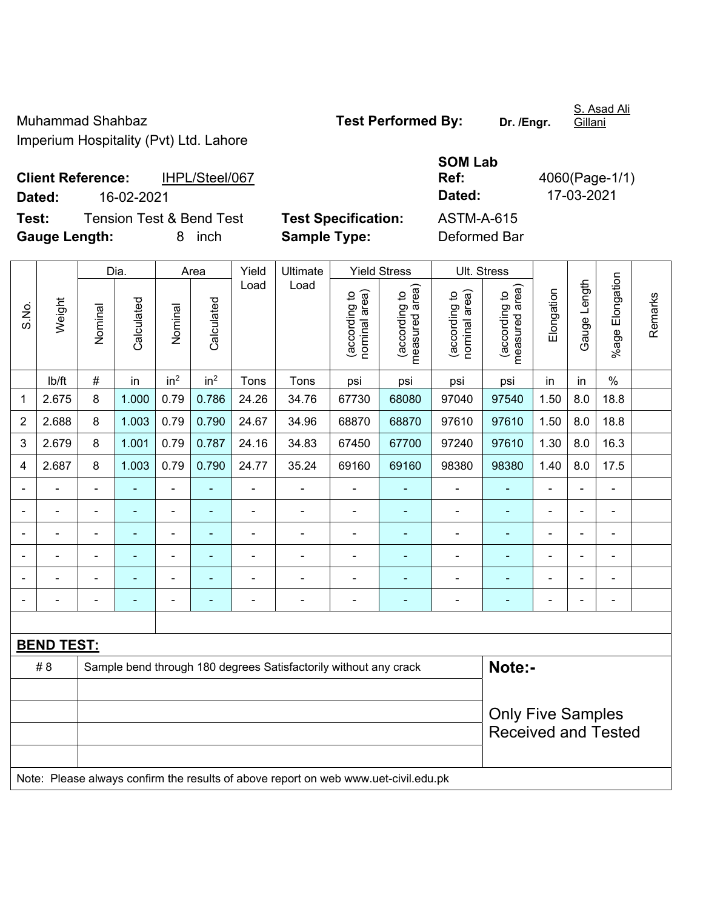Muhammad Shahbaz
Imperium Hospitality (Pvt) Ltd. Lahore

**Test Performed By:** **Dr. /Engr.** S. Asad Ali Gillani

**Client Reference:** IHPL/Steel/067

**Dated:** 16-02-2021

**SOM Lab Ref:** 4060(Page-1/1)

**Dated:** 17-03-2021

**Test:** Tension Test & Bend Test

**Test Specification:** ASTM-A-615

**Gauge Length:** 8 inch

**Sample Type:** Deformed Bar

| S.No. | Weight | Dia. | | Area | | Yield Load | Ultimate Load | Yield Stress | | Ult. Stress | | Elongation | Gauge Length | %age Elongation | Remarks |
|---|---|---|---|---|---|---|---|---|---|---|---|---|---|---|---|
| | | Nominal | Calculated | Nominal | Calculated | | | (according to nominal area) | (according to measured area) | (according to nominal area) | (according to measured area) | | | | |
| | lb/ft | # | in | $in^2$ | $in^2$ | Tons | Tons | psi | psi | psi | psi | in | in | % | |
| 1 | 2.675 | 8 | 1.000 | 0.79 | 0.786 | 24.26 | 34.76 | 67730 | 68080 | 97040 | 97540 | 1.50 | 8.0 | 18.8 | |
| 2 | 2.688 | 8 | 1.003 | 0.79 | 0.790 | 24.67 | 34.96 | 68870 | 68870 | 97610 | 97610 | 1.50 | 8.0 | 18.8 | |
| 3 | 2.679 | 8 | 1.001 | 0.79 | 0.787 | 24.16 | 34.83 | 67450 | 67700 | 97240 | 97610 | 1.30 | 8.0 | 16.3 | |
| 4 | 2.687 | 8 | 1.003 | 0.79 | 0.790 | 24.77 | 35.24 | 69160 | 69160 | 98380 | 98380 | 1.40 | 8.0 | 17.5 | |
| - | - | - | - | - | - | - | - | - | - | - | - | - | - | - | |
| - | - | - | - | - | - | - | - | - | - | - | - | - | - | - | |
| - | - | - | - | - | - | - | - | - | - | - | - | - | - | - | |
| - | - | - | - | - | - | - | - | - | - | - | - | - | - | - | |
| - | - | - | - | - | - | - | - | - | - | - | - | - | - | - | |
| - | - | - | - | - | - | - | - | - | - | - | - | - | - | - | |

**BEND TEST:**

| | | |
|---|---|---|
| # 8 | Sample bend through 180 degrees Satisfactorily without any crack | **Note:-** |
| | | |
| | | Only Five Samples Received and Tested |
| | | |
| | | |

Note: Please always confirm the results of above report on web www.uet-civil.edu.pk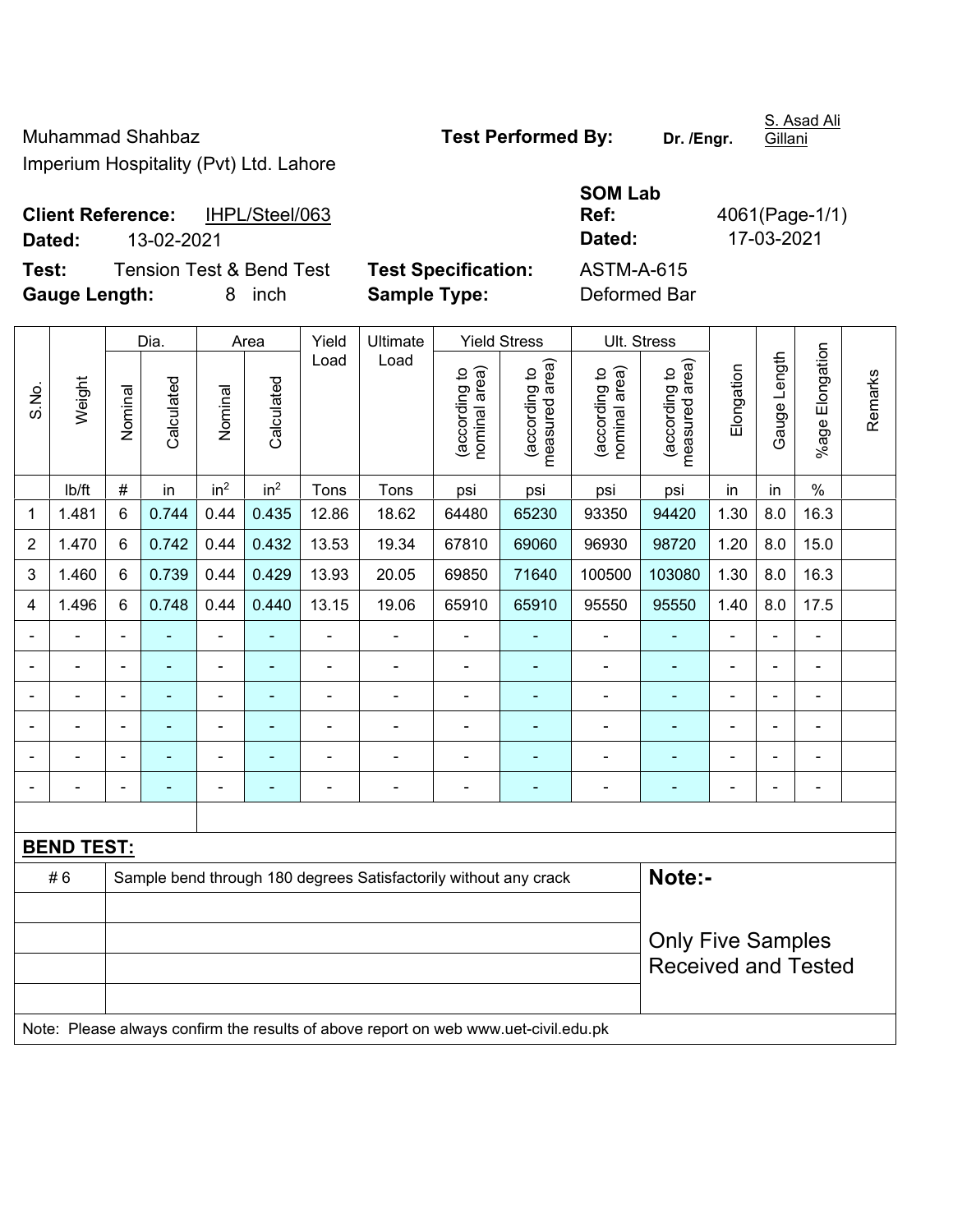Muhammad Shahbaz

Imperium Hospitality (Pvt) Ltd. Lahore

**Test Performed By:** **Dr. /Engr.** S. Asad Ali Gillani

**Client Reference:** IHPL/Steel/063

**Dated:** 13-02-2021

**SOM Lab Ref:** 4061(Page-1/1)

**Dated:** 17-03-2021

**Test:** Tension Test & Bend Test

**Test Specification:** ASTM-A-615

**Gauge Length:** 8 inch

**Sample Type:** Deformed Bar

| S.No. | Weight | Dia. | | Area | | Yield Load | Ultimate Load | Yield Stress | | Ult. Stress | | Elongation | Gauge Length | %age Elongation | Remarks |
|---|---|---|---|---|---|---|---|---|---|---|---|---|---|---|---|
| | | Nominal | Calculated | Nominal | Calculated | | | (according to nominal area) | (according to measured area) | (according to nominal area) | (according to measured area) | | | | |
| | lb/ft | # | in | $in^2$ | $in^2$ | Tons | Tons | psi | psi | psi | psi | in | in | % | |
| 1 | 1.481 | 6 | 0.744 | 0.44 | 0.435 | 12.86 | 18.62 | 64480 | 65230 | 93350 | 94420 | 1.30 | 8.0 | 16.3 | |
| 2 | 1.470 | 6 | 0.742 | 0.44 | 0.432 | 13.53 | 19.34 | 67810 | 69060 | 96930 | 98720 | 1.20 | 8.0 | 15.0 | |
| 3 | 1.460 | 6 | 0.739 | 0.44 | 0.429 | 13.93 | 20.05 | 69850 | 71640 | 100500 | 103080 | 1.30 | 8.0 | 16.3 | |
| 4 | 1.496 | 6 | 0.748 | 0.44 | 0.440 | 13.15 | 19.06 | 65910 | 65910 | 95550 | 95550 | 1.40 | 8.0 | 17.5 | |
| - | - | - | - | - | - | - | - | - | - | - | - | - | - | - | |
| - | - | - | - | - | - | - | - | - | - | - | - | - | - | - | |
| - | - | - | - | - | - | - | - | - | - | - | - | - | - | - | |
| - | - | - | - | - | - | - | - | - | - | - | - | - | - | - | |
| - | - | - | - | - | - | - | - | - | - | - | - | - | - | - | |
| - | - | - | - | - | - | - | - | - | - | - | - | - | - | - | |

**BEND TEST:**

| | | |
|---|---|---|
| # 6 | Sample bend through 180 degrees Satisfactorily without any crack | **Note:-** |
| | | Only Five Samples Received and Tested |

Note: Please always confirm the results of above report on web www.uet-civil.edu.pk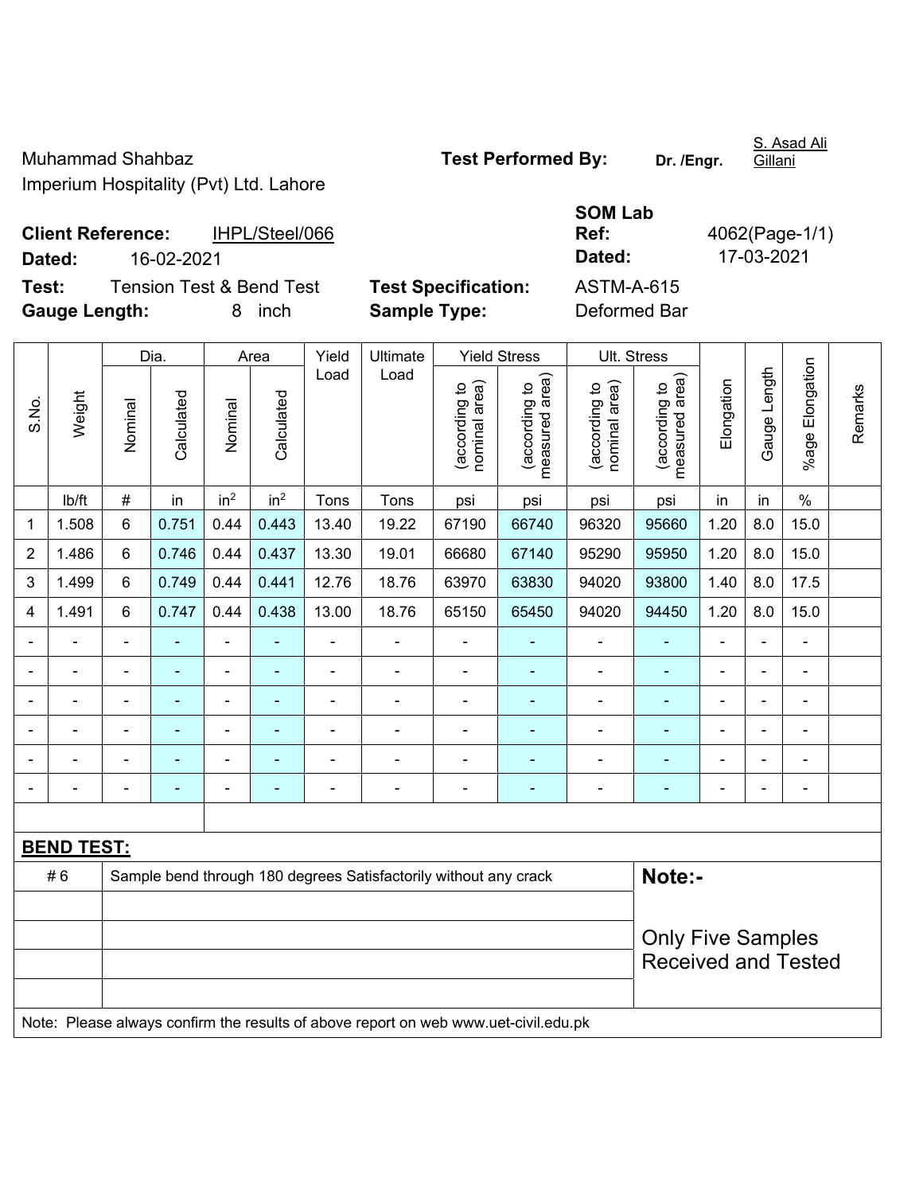Muhammad Shahbaz
Imperium Hospitality (Pvt) Ltd. Lahore

**Test Performed By:** **Dr. /Engr.** S. Asad Ali Gillani

**Client Reference:** IHPL/Steel/066
**Dated:** 16-02-2021

**SOM Lab Ref:** 4062(Page-1/1)
**Dated:** 17-03-2021

**Test:** Tension Test & Bend Test
**Gauge Length:** 8 inch

**Test Specification:** ASTM-A-615
**Sample Type:** Deformed Bar

| S.No. | Weight | Dia. | | Area | | Yield Load | Ultimate Load | Yield Stress | | Ult. Stress | | Elongation | Gauge Length | %age Elongation | Remarks |
|---|---|---|---|---|---|---|---|---|---|---|---|---|---|---|---|
| | | Nominal | Calculated | Nominal | Calculated | | | (according to nominal area) | (according to measured area) | (according to nominal area) | (according to measured area) | | | | |
| | lb/ft | # | in | $in^2$ | $in^2$ | Tons | Tons | psi | psi | psi | psi | in | in | % | |
| 1 | 1.508 | 6 | 0.751 | 0.44 | 0.443 | 13.40 | 19.22 | 67190 | 66740 | 96320 | 95660 | 1.20 | 8.0 | 15.0 | |
| 2 | 1.486 | 6 | 0.746 | 0.44 | 0.437 | 13.30 | 19.01 | 66680 | 67140 | 95290 | 95950 | 1.20 | 8.0 | 15.0 | |
| 3 | 1.499 | 6 | 0.749 | 0.44 | 0.441 | 12.76 | 18.76 | 63970 | 63830 | 94020 | 93800 | 1.40 | 8.0 | 17.5 | |
| 4 | 1.491 | 6 | 0.747 | 0.44 | 0.438 | 13.00 | 18.76 | 65150 | 65450 | 94020 | 94450 | 1.20 | 8.0 | 15.0 | |
| - | - | - | - | - | - | - | - | - | - | - | - | - | - | - | |
| - | - | - | - | - | - | - | - | - | - | - | - | - | - | - | |
| - | - | - | - | - | - | - | - | - | - | - | - | - | - | - | |
| - | - | - | - | - | - | - | - | - | - | - | - | - | - | - | |
| - | - | - | - | - | - | - | - | - | - | - | - | - | - | - | |
| - | - | - | - | - | - | - | - | - | - | - | - | - | - | - | |

**BEND TEST:**

| | | |
|---|---|---|
| # 6 | Sample bend through 180 degrees Satisfactorily without any crack | **Note:-** |
| | | |
| | | Only Five Samples Received and Tested |
| | | |
| | | |

Note: Please always confirm the results of above report on web www.uet-civil.edu.pk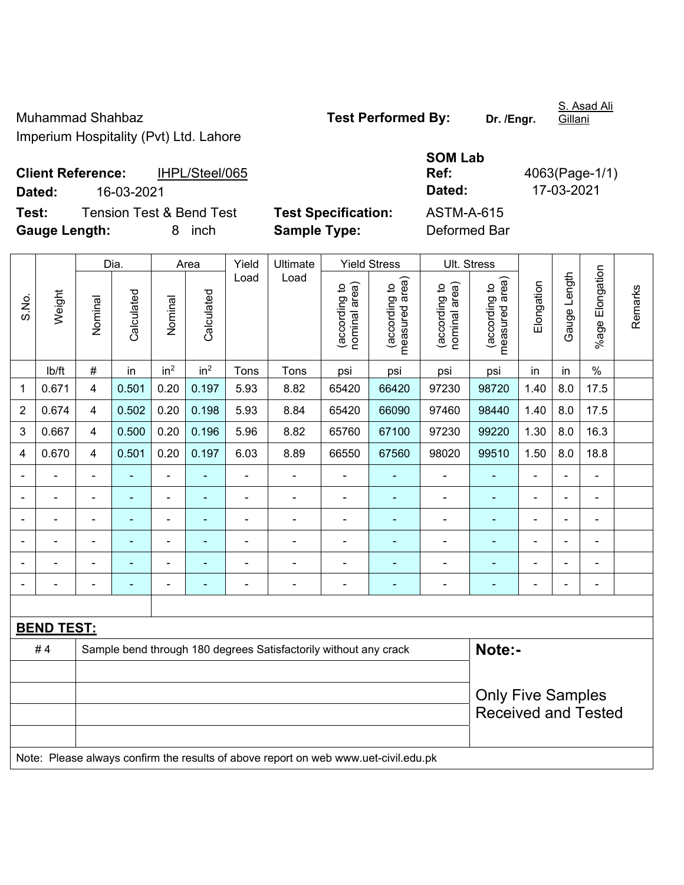Muhammad Shahbaz
Imperium Hospitality (Pvt) Ltd. Lahore

**Test Performed By:** **Dr. /Engr.** S. Asad Ali Gillani

**Client Reference:** IHPL/Steel/065
**Dated:** 16-03-2021

**SOM Lab Ref:** 4063(Page-1/1)
**Dated:** 17-03-2021

**Test:** Tension Test & Bend Test
**Gauge Length:** 8 inch

**Test Specification:** ASTM-A-615
**Sample Type:** Deformed Bar

| S.No. | Weight | Dia. | | Area | | Yield Load | Ultimate Load | Yield Stress | | Ult. Stress | | Elongation | Gauge Length | %age Elongation | Remarks |
|---|---|---|---|---|---|---|---|---|---|---|---|---|---|---|---|
| | | Nominal | Calculated | Nominal | Calculated | | | (according to nominal area) | (according to measured area) | (according to nominal area) | (according to measured area) | | | | |
| | lb/ft | # | in | $in^2$ | $in^2$ | Tons | Tons | psi | psi | psi | psi | in | in | % | |
| 1 | 0.671 | 4 | 0.501 | 0.20 | 0.197 | 5.93 | 8.82 | 65420 | 66420 | 97230 | 98720 | 1.40 | 8.0 | 17.5 | |
| 2 | 0.674 | 4 | 0.502 | 0.20 | 0.198 | 5.93 | 8.84 | 65420 | 66090 | 97460 | 98440 | 1.40 | 8.0 | 17.5 | |
| 3 | 0.667 | 4 | 0.500 | 0.20 | 0.196 | 5.96 | 8.82 | 65760 | 67100 | 97230 | 99220 | 1.30 | 8.0 | 16.3 | |
| 4 | 0.670 | 4 | 0.501 | 0.20 | 0.197 | 6.03 | 8.89 | 66550 | 67560 | 98020 | 99510 | 1.50 | 8.0 | 18.8 | |
| - | - | - | - | - | - | - | - | - | - | - | - | - | - | - | |
| - | - | - | - | - | - | - | - | - | - | - | - | - | - | - | |
| - | - | - | - | - | - | - | - | - | - | - | - | - | - | - | |
| - | - | - | - | - | - | - | - | - | - | - | - | - | - | - | |
| - | - | - | - | - | - | - | - | - | - | - | - | - | - | - | |
| - | - | - | - | - | - | - | - | - | - | - | - | - | - | - | |

**BEND TEST:**

| | | |
|---|---|---|
| # 4 | Sample bend through 180 degrees Satisfactorily without any crack | **Note:-** |
| | | Only Five Samples Received and Tested |

Note: Please always confirm the results of above report on web www.uet-civil.edu.pk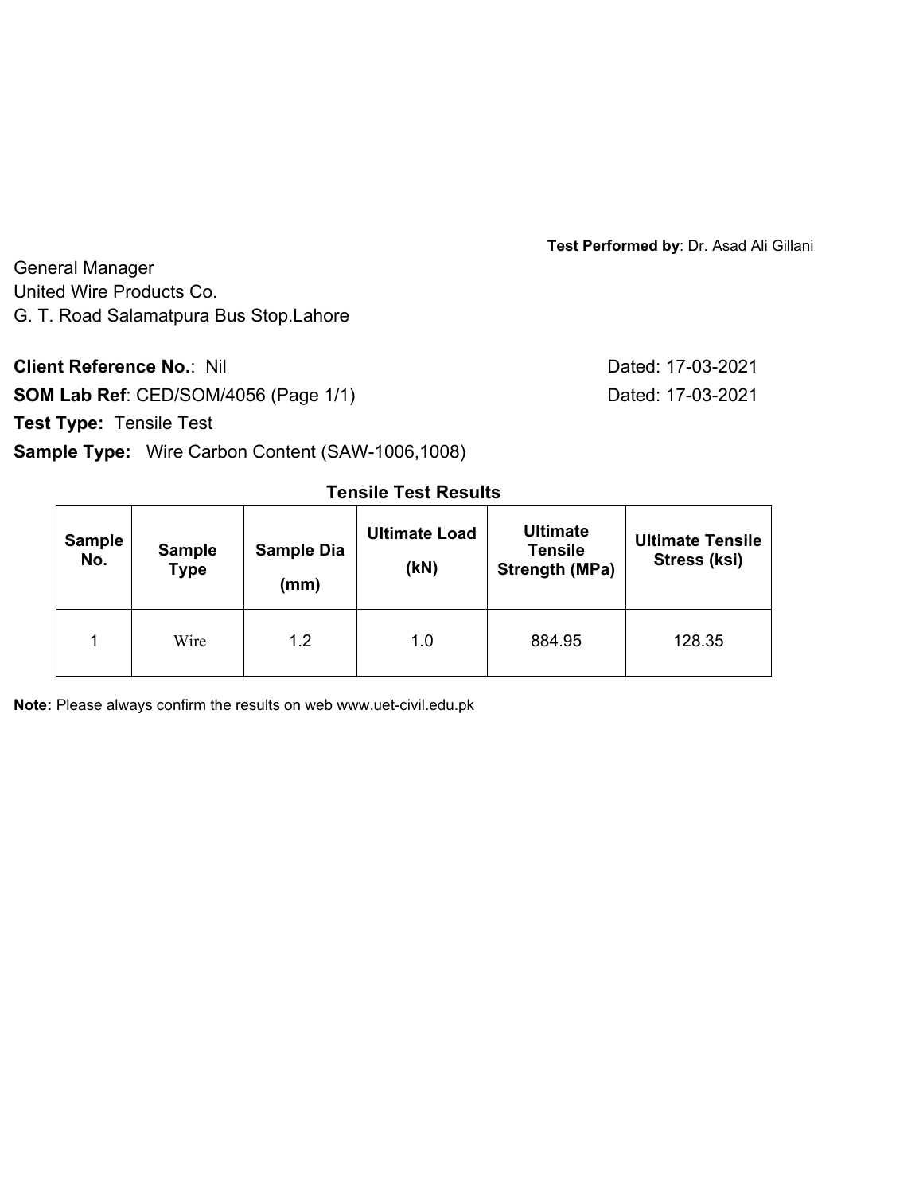**Test Performed by**: Dr. Asad Ali Gillani

General Manager
United Wire Products Co.
G. T. Road Salamatpura Bus Stop.Lahore

**Client Reference No.**: Nil Dated: 17-03-2021

**SOM Lab Ref**: CED/SOM/4056 (Page 1/1) Dated: 17-03-2021

**Test Type:** Tensile Test

**Sample Type:** Wire Carbon Content (SAW-1006,1008)

**Tensile Test Results**

| Sample No. | Sample Type | Sample Dia (mm) | Ultimate Load (kN) | Ultimate Tensile Strength (MPa) | Ultimate Tensile Stress (ksi) |
|---|---|---|---|---|---|
| 1 | Wire | 1.2 | 1.0 | 884.95 | 128.35 |

**Note:** Please always confirm the results on web www.uet-civil.edu.pk